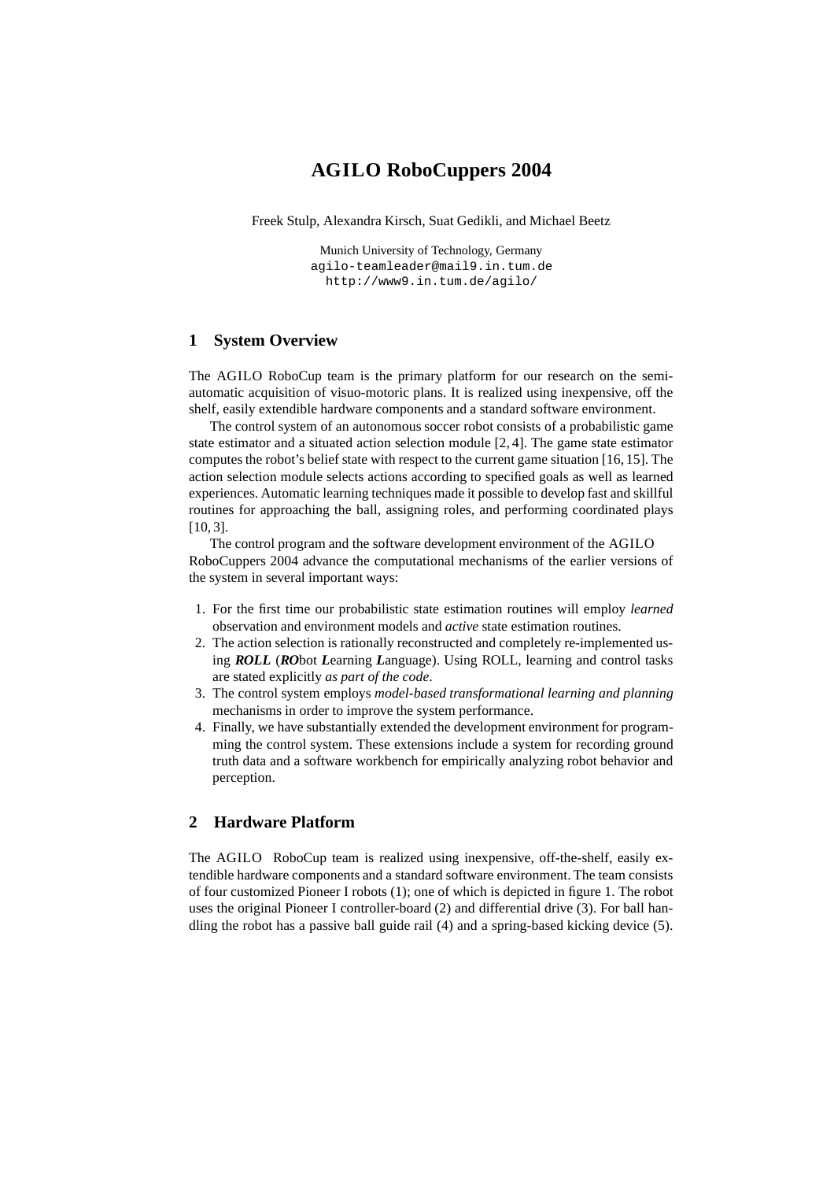# AGILO RoboCuppers 2004

Freek Stulp, Alexandra Kirsch, Suat Gedikli, and Michael Beetz

Munich University of Technology, Germany
agilo-teamleader@mail9.in.tum.de
http://www9.in.tum.de/agilo/

## 1 System Overview

The AGILO RoboCup team is the primary platform for our research on the semi-automatic acquisition of visuo-motoric plans. It is realized using inexpensive, off the shelf, easily extendible hardware components and a standard software environment.

The control system of an autonomous soccer robot consists of a probabilistic game state estimator and a situated action selection module [2, 4]. The game state estimator computes the robot's belief state with respect to the current game situation [16, 15]. The action selection module selects actions according to specified goals as well as learned experiences. Automatic learning techniques made it possible to develop fast and skillful routines for approaching the ball, assigning roles, and performing coordinated plays [10, 3].

The control program and the software development environment of the AGILO RoboCuppers 2004 advance the computational mechanisms of the earlier versions of the system in several important ways:

1. For the first time our probabilistic state estimation routines will employ *learned* observation and environment models and *active* state estimation routines.
2. The action selection is rationally reconstructed and completely re-implemented using ***ROLL*** (***RO****bot* ***L****earning* ***L****anguage*). Using ROLL, learning and control tasks are stated explicitly *as part of the code*.
3. The control system employs *model-based transformational learning and planning* mechanisms in order to improve the system performance.
4. Finally, we have substantially extended the development environment for programming the control system. These extensions include a system for recording ground truth data and a software workbench for empirically analyzing robot behavior and perception.

## 2 Hardware Platform

The AGILO RoboCup team is realized using inexpensive, off-the-shelf, easily extendible hardware components and a standard software environment. The team consists of four customized Pioneer I robots (1); one of which is depicted in figure 1. The robot uses the original Pioneer I controller-board (2) and differential drive (3). For ball handling the robot has a passive ball guide rail (4) and a spring-based kicking device (5).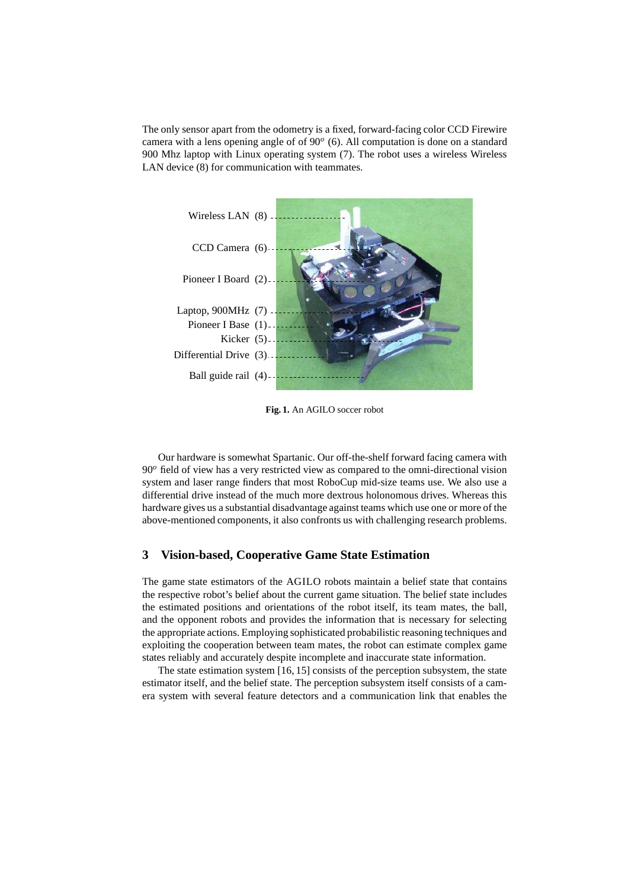The only sensor apart from the odometry is a fixed, forward-facing color CCD Firewire camera with a lens opening angle of of $90^o$ (6). All computation is done on a standard 900 Mhz laptop with Linux operating system (7). The robot uses a wireless Wireless LAN device (8) for communication with teammates.

Wireless LAN (8)

CCD Camera (6)

Pioneer I Board (2)

Laptop, 900MHz (7)

Pioneer I Base (1)

Kicker (5)

Differential Drive (3)

Ball guide rail (4)

**Fig. 1.** An AGILO soccer robot

Our hardware is somewhat Spartanic. Our off-the-shelf forward facing camera with $90^o$ field of view has a very restricted view as compared to the omni-directional vision system and laser range finders that most RoboCup mid-size teams use. We also use a differential drive instead of the much more dextrous holonomous drives. Whereas this hardware gives us a substantial disadvantage against teams which use one or more of the above-mentioned components, it also confronts us with challenging research problems.

## 3 Vision-based, Cooperative Game State Estimation

The game state estimators of the AGILO robots maintain a belief state that contains the respective robot's belief about the current game situation. The belief state includes the estimated positions and orientations of the robot itself, its team mates, the ball, and the opponent robots and provides the information that is necessary for selecting the appropriate actions. Employing sophisticated probabilistic reasoning techniques and exploiting the cooperation between team mates, the robot can estimate complex game states reliably and accurately despite incomplete and inaccurate state information.

The state estimation system [16, 15] consists of the perception subsystem, the state estimator itself, and the belief state. The perception subsystem itself consists of a camera system with several feature detectors and a communication link that enables the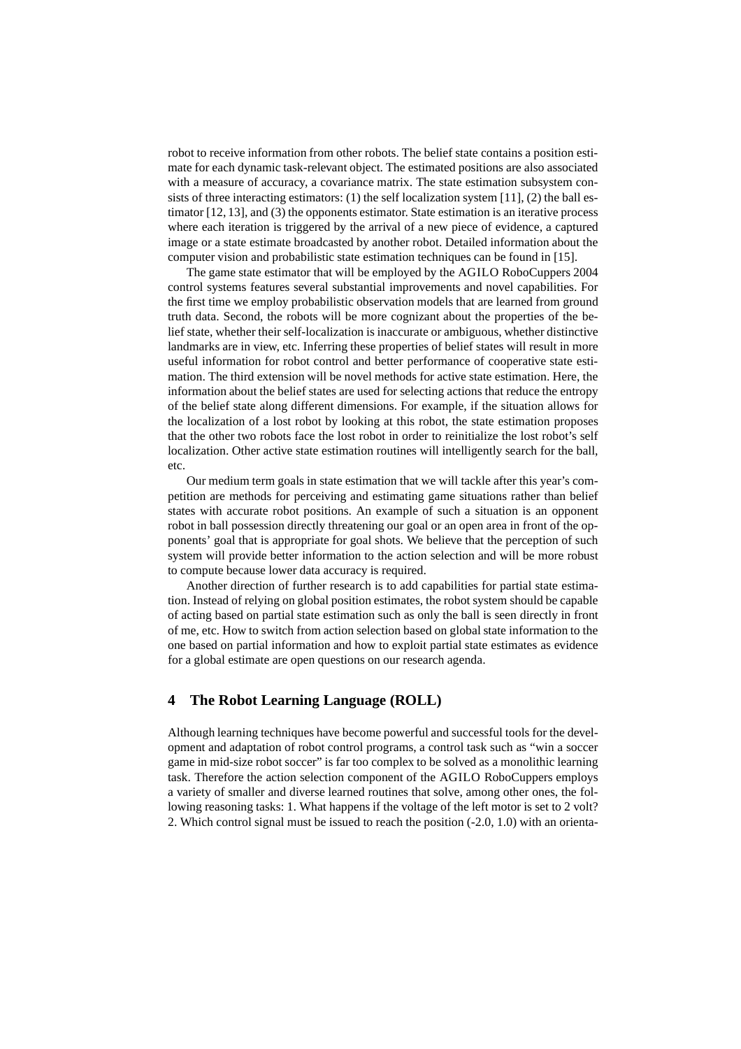robot to receive information from other robots. The belief state contains a position estimate for each dynamic task-relevant object. The estimated positions are also associated with a measure of accuracy, a covariance matrix. The state estimation subsystem consists of three interacting estimators: (1) the self localization system [11], (2) the ball estimator [12, 13], and (3) the opponents estimator. State estimation is an iterative process where each iteration is triggered by the arrival of a new piece of evidence, a captured image or a state estimate broadcasted by another robot. Detailed information about the computer vision and probabilistic state estimation techniques can be found in [15].

The game state estimator that will be employed by the AGILO RoboCuppers 2004 control systems features several substantial improvements and novel capabilities. For the first time we employ probabilistic observation models that are learned from ground truth data. Second, the robots will be more cognizant about the properties of the belief state, whether their self-localization is inaccurate or ambiguous, whether distinctive landmarks are in view, etc. Inferring these properties of belief states will result in more useful information for robot control and better performance of cooperative state estimation. The third extension will be novel methods for active state estimation. Here, the information about the belief states are used for selecting actions that reduce the entropy of the belief state along different dimensions. For example, if the situation allows for the localization of a lost robot by looking at this robot, the state estimation proposes that the other two robots face the lost robot in order to reinitialize the lost robot's self localization. Other active state estimation routines will intelligently search for the ball, etc.

Our medium term goals in state estimation that we will tackle after this year's competition are methods for perceiving and estimating game situations rather than belief states with accurate robot positions. An example of such a situation is an opponent robot in ball possession directly threatening our goal or an open area in front of the opponents' goal that is appropriate for goal shots. We believe that the perception of such system will provide better information to the action selection and will be more robust to compute because lower data accuracy is required.

Another direction of further research is to add capabilities for partial state estimation. Instead of relying on global position estimates, the robot system should be capable of acting based on partial state estimation such as only the ball is seen directly in front of me, etc. How to switch from action selection based on global state information to the one based on partial information and how to exploit partial state estimates as evidence for a global estimate are open questions on our research agenda.

## 4 The Robot Learning Language (ROLL)

Although learning techniques have become powerful and successful tools for the development and adaptation of robot control programs, a control task such as "win a soccer game in mid-size robot soccer" is far too complex to be solved as a monolithic learning task. Therefore the action selection component of the AGILO RoboCuppers employs a variety of smaller and diverse learned routines that solve, among other ones, the following reasoning tasks: 1. What happens if the voltage of the left motor is set to 2 volt? 2. Which control signal must be issued to reach the position (-2.0, 1.0) with an orienta-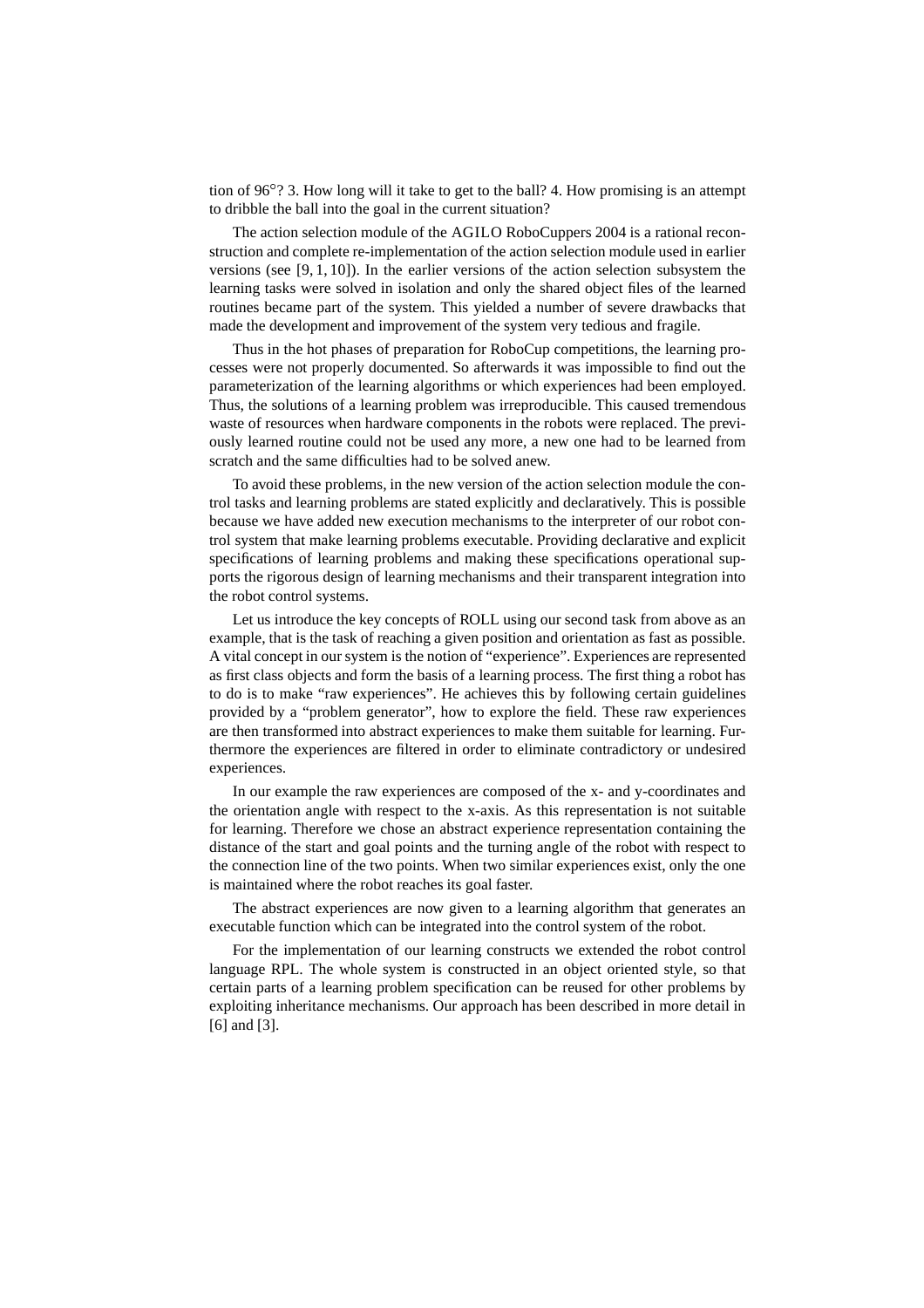tion of 96°? 3. How long will it take to get to the ball? 4. How promising is an attempt to dribble the ball into the goal in the current situation?

The action selection module of the AGILO RoboCuppers 2004 is a rational reconstruction and complete re-implementation of the action selection module used in earlier versions (see [9, 1, 10]). In the earlier versions of the action selection subsystem the learning tasks were solved in isolation and only the shared object files of the learned routines became part of the system. This yielded a number of severe drawbacks that made the development and improvement of the system very tedious and fragile.

Thus in the hot phases of preparation for RoboCup competitions, the learning processes were not properly documented. So afterwards it was impossible to find out the parameterization of the learning algorithms or which experiences had been employed. Thus, the solutions of a learning problem was irreproducible. This caused tremendous waste of resources when hardware components in the robots were replaced. The previously learned routine could not be used any more, a new one had to be learned from scratch and the same difficulties had to be solved anew.

To avoid these problems, in the new version of the action selection module the control tasks and learning problems are stated explicitly and declaratively. This is possible because we have added new execution mechanisms to the interpreter of our robot control system that make learning problems executable. Providing declarative and explicit specifications of learning problems and making these specifications operational supports the rigorous design of learning mechanisms and their transparent integration into the robot control systems.

Let us introduce the key concepts of ROLL using our second task from above as an example, that is the task of reaching a given position and orientation as fast as possible. A vital concept in our system is the notion of "experience". Experiences are represented as first class objects and form the basis of a learning process. The first thing a robot has to do is to make "raw experiences". He achieves this by following certain guidelines provided by a "problem generator", how to explore the field. These raw experiences are then transformed into abstract experiences to make them suitable for learning. Furthermore the experiences are filtered in order to eliminate contradictory or undesired experiences.

In our example the raw experiences are composed of the x- and y-coordinates and the orientation angle with respect to the x-axis. As this representation is not suitable for learning. Therefore we chose an abstract experience representation containing the distance of the start and goal points and the turning angle of the robot with respect to the connection line of the two points. When two similar experiences exist, only the one is maintained where the robot reaches its goal faster.

The abstract experiences are now given to a learning algorithm that generates an executable function which can be integrated into the control system of the robot.

For the implementation of our learning constructs we extended the robot control language RPL. The whole system is constructed in an object oriented style, so that certain parts of a learning problem specification can be reused for other problems by exploiting inheritance mechanisms. Our approach has been described in more detail in [6] and [3].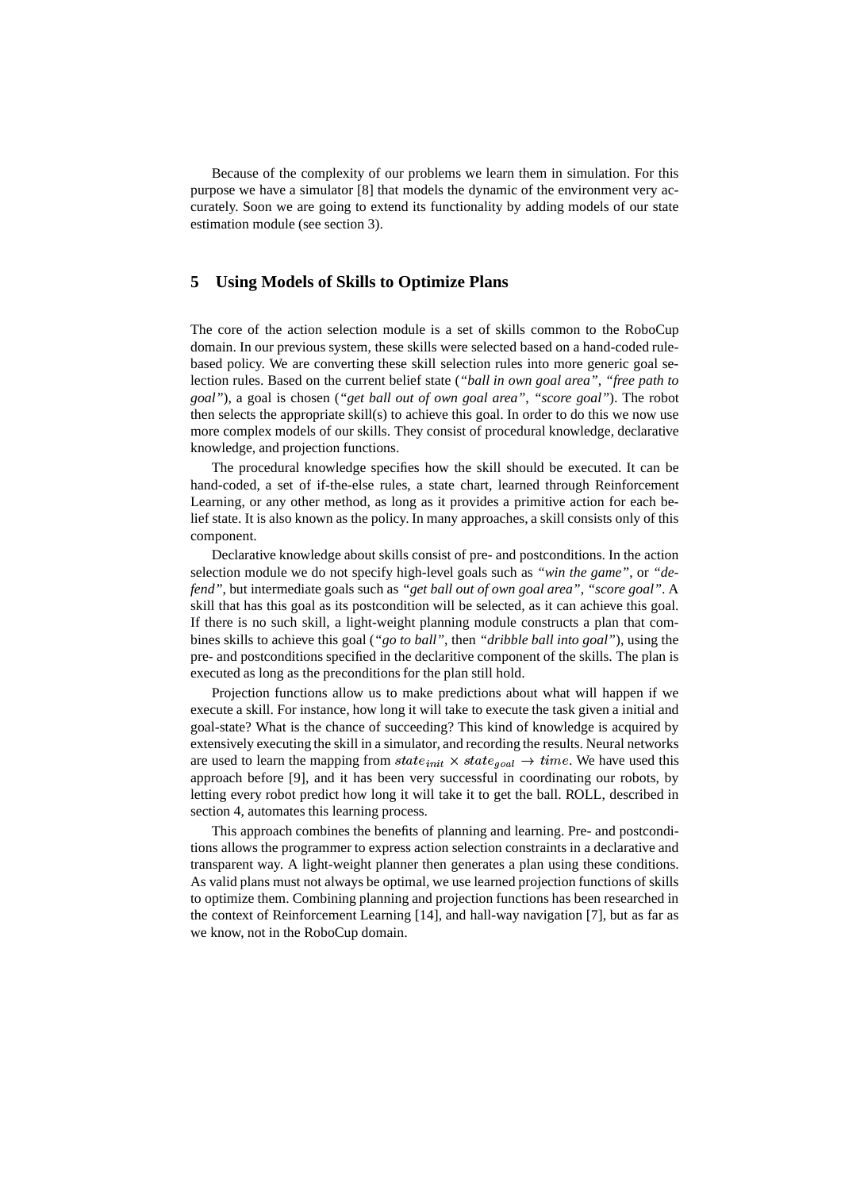Because of the complexity of our problems we learn them in simulation. For this purpose we have a simulator [8] that models the dynamic of the environment very accurately. Soon we are going to extend its functionality by adding models of our state estimation module (see section 3).

## 5 Using Models of Skills to Optimize Plans

The core of the action selection module is a set of skills common to the RoboCup domain. In our previous system, these skills were selected based on a hand-coded rule-based policy. We are converting these skill selection rules into more generic goal selection rules. Based on the current belief state (*"ball in own goal area"*, *"free path to goal"*), a goal is chosen (*"get ball out of own goal area"*, *"score goal"*). The robot then selects the appropriate skill(s) to achieve this goal. In order to do this we now use more complex models of our skills. They consist of procedural knowledge, declarative knowledge, and projection functions.

The procedural knowledge specifies how the skill should be executed. It can be hand-coded, a set of if-the-else rules, a state chart, learned through Reinforcement Learning, or any other method, as long as it provides a primitive action for each belief state. It is also known as the policy. In many approaches, a skill consists only of this component.

Declarative knowledge about skills consist of pre- and postconditions. In the action selection module we do not specify high-level goals such as *"win the game"*, or *"defend"*, but intermediate goals such as *"get ball out of own goal area"*, *"score goal"*. A skill that has this goal as its postcondition will be selected, as it can achieve this goal. If there is no such skill, a light-weight planning module constructs a plan that combines skills to achieve this goal (*"go to ball"*, then *"dribble ball into goal"*), using the pre- and postconditions specified in the declaritive component of the skills. The plan is executed as long as the preconditions for the plan still hold.

Projection functions allow us to make predictions about what will happen if we execute a skill. For instance, how long it will take to execute the task given a initial and goal-state? What is the chance of succeeding? This kind of knowledge is acquired by extensively executing the skill in a simulator, and recording the results. Neural networks are used to learn the mapping from $state_{init} \times state_{goal} \rightarrow time$. We have used this approach before [9], and it has been very successful in coordinating our robots, by letting every robot predict how long it will take it to get the ball. ROLL, described in section 4, automates this learning process.

This approach combines the benefits of planning and learning. Pre- and postconditions allows the programmer to express action selection constraints in a declarative and transparent way. A light-weight planner then generates a plan using these conditions. As valid plans must not always be optimal, we use learned projection functions of skills to optimize them. Combining planning and projection functions has been researched in the context of Reinforcement Learning [14], and hall-way navigation [7], but as far as we know, not in the RoboCup domain.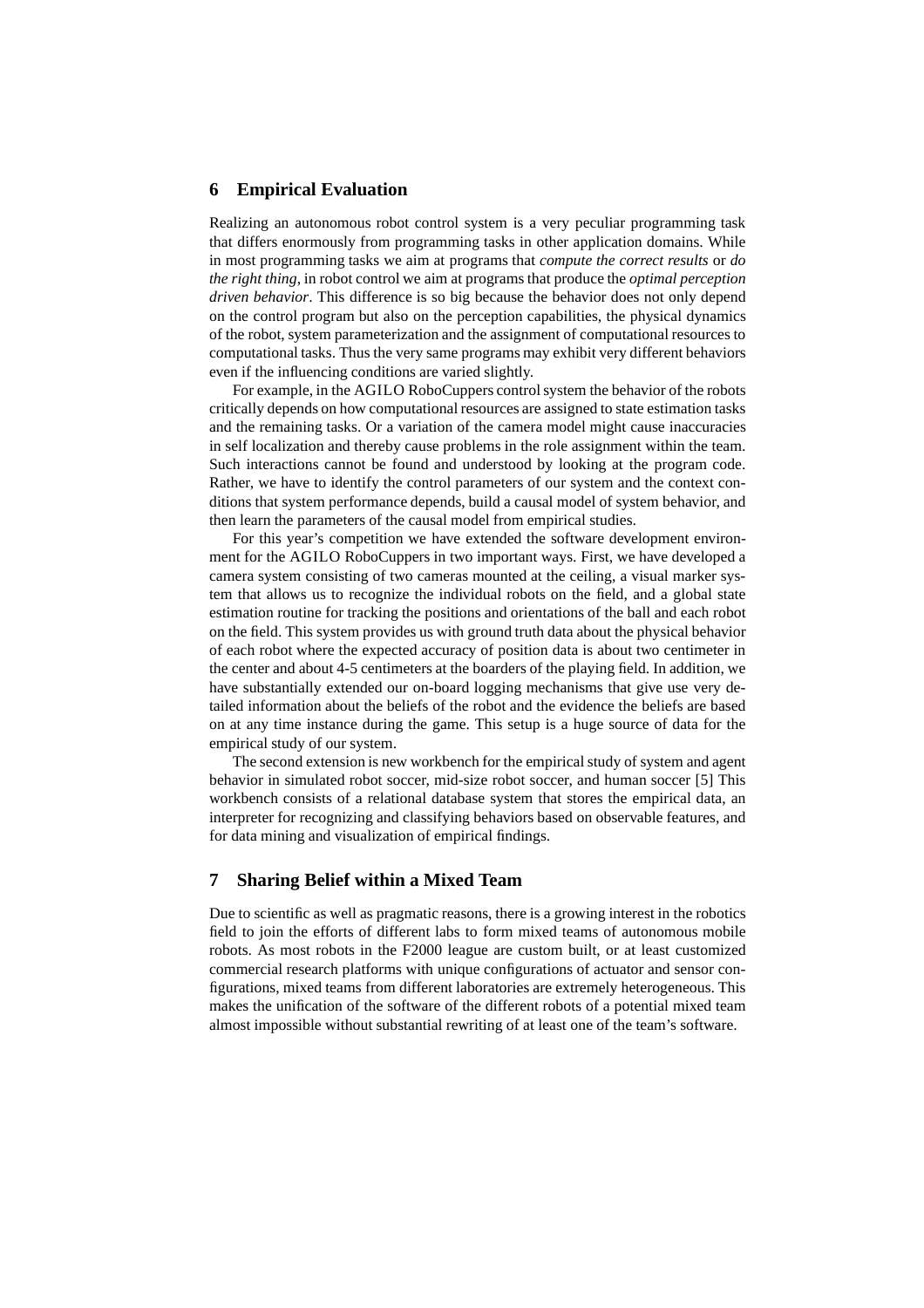## 6 Empirical Evaluation

Realizing an autonomous robot control system is a very peculiar programming task that differs enormously from programming tasks in other application domains. While in most programming tasks we aim at programs that *compute the correct results* or *do the right thing*, in robot control we aim at programs that produce the *optimal perception driven behavior*. This difference is so big because the behavior does not only depend on the control program but also on the perception capabilities, the physical dynamics of the robot, system parameterization and the assignment of computational resources to computational tasks. Thus the very same programs may exhibit very different behaviors even if the influencing conditions are varied slightly.

For example, in the AGILO RoboCuppers control system the behavior of the robots critically depends on how computational resources are assigned to state estimation tasks and the remaining tasks. Or a variation of the camera model might cause inaccuracies in self localization and thereby cause problems in the role assignment within the team. Such interactions cannot be found and understood by looking at the program code. Rather, we have to identify the control parameters of our system and the context conditions that system performance depends, build a causal model of system behavior, and then learn the parameters of the causal model from empirical studies.

For this year's competition we have extended the software development environment for the AGILO RoboCuppers in two important ways. First, we have developed a camera system consisting of two cameras mounted at the ceiling, a visual marker system that allows us to recognize the individual robots on the field, and a global state estimation routine for tracking the positions and orientations of the ball and each robot on the field. This system provides us with ground truth data about the physical behavior of each robot where the expected accuracy of position data is about two centimeter in the center and about 4-5 centimeters at the boarders of the playing field. In addition, we have substantially extended our on-board logging mechanisms that give use very detailed information about the beliefs of the robot and the evidence the beliefs are based on at any time instance during the game. This setup is a huge source of data for the empirical study of our system.

The second extension is new workbench for the empirical study of system and agent behavior in simulated robot soccer, mid-size robot soccer, and human soccer [5] This workbench consists of a relational database system that stores the empirical data, an interpreter for recognizing and classifying behaviors based on observable features, and for data mining and visualization of empirical findings.

## 7 Sharing Belief within a Mixed Team

Due to scientific as well as pragmatic reasons, there is a growing interest in the robotics field to join the efforts of different labs to form mixed teams of autonomous mobile robots. As most robots in the F2000 league are custom built, or at least customized commercial research platforms with unique configurations of actuator and sensor configurations, mixed teams from different laboratories are extremely heterogeneous. This makes the unification of the software of the different robots of a potential mixed team almost impossible without substantial rewriting of at least one of the team's software.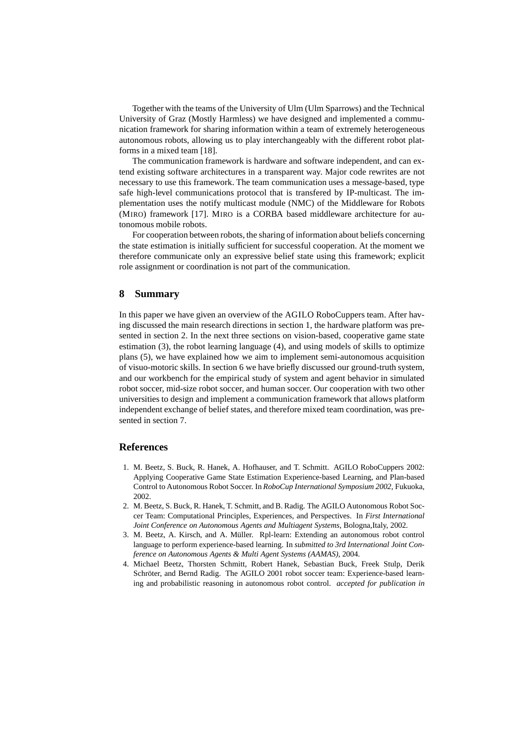Together with the teams of the University of Ulm (Ulm Sparrows) and the Technical University of Graz (Mostly Harmless) we have designed and implemented a communication framework for sharing information within a team of extremely heterogeneous autonomous robots, allowing us to play interchangeably with the different robot platforms in a mixed team [18].

The communication framework is hardware and software independent, and can extend existing software architectures in a transparent way. Major code rewrites are not necessary to use this framework. The team communication uses a message-based, type safe high-level communications protocol that is transfered by IP-multicast. The implementation uses the notify multicast module (NMC) of the Middleware for Robots (MIRO) framework [17]. MIRO is a CORBA based middleware architecture for autonomous mobile robots.

For cooperation between robots, the sharing of information about beliefs concerning the state estimation is initially sufficient for successful cooperation. At the moment we therefore communicate only an expressive belief state using this framework; explicit role assignment or coordination is not part of the communication.

## 8 Summary

In this paper we have given an overview of the AGILO RoboCuppers team. After having discussed the main research directions in section 1, the hardware platform was presented in section 2. In the next three sections on vision-based, cooperative game state estimation (3), the robot learning language (4), and using models of skills to optimize plans (5), we have explained how we aim to implement semi-autonomous acquisition of visuo-motoric skills. In section 6 we have briefly discussed our ground-truth system, and our workbench for the empirical study of system and agent behavior in simulated robot soccer, mid-size robot soccer, and human soccer. Our cooperation with two other universities to design and implement a communication framework that allows platform independent exchange of belief states, and therefore mixed team coordination, was presented in section 7.

## References

1. M. Beetz, S. Buck, R. Hanek, A. Hofhauser, and T. Schmitt. AGILO RoboCuppers 2002: Applying Cooperative Game State Estimation Experience-based Learning, and Plan-based Control to Autonomous Robot Soccer. In *RoboCup International Symposium 2002*, Fukuoka, 2002.
2. M. Beetz, S. Buck, R. Hanek, T. Schmitt, and B. Radig. The AGILO Autonomous Robot Soccer Team: Computational Principles, Experiences, and Perspectives. In *First International Joint Conference on Autonomous Agents and Multiagent Systems*, Bologna,Italy, 2002.
3. M. Beetz, A. Kirsch, and A. Müller. Rpl-learn: Extending an autonomous robot control language to perform experience-based learning. In *submitted to 3rd International Joint Conference on Autonomous Agents & Multi Agent Systems (AAMAS)*, 2004.
4. Michael Beetz, Thorsten Schmitt, Robert Hanek, Sebastian Buck, Freek Stulp, Derik Schröter, and Bernd Radig. The AGILO 2001 robot soccer team: Experience-based learning and probabilistic reasoning in autonomous robot control. *accepted for publication in*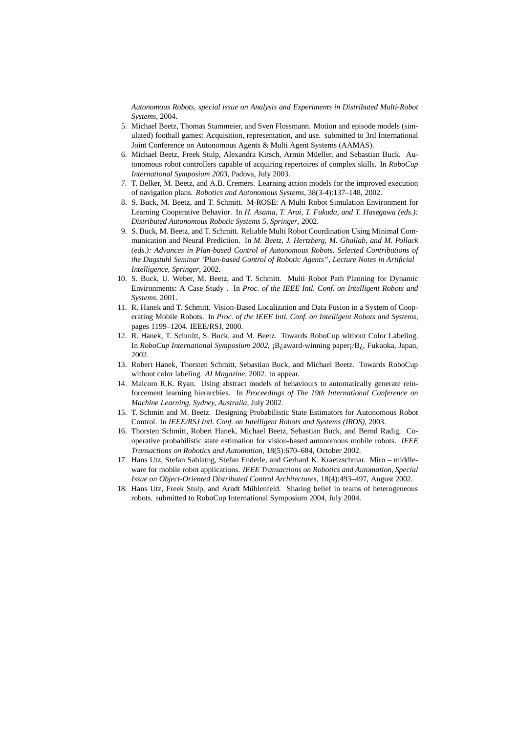*Autonomous Robots, special issue on Analysis and Experiments in Distributed Multi-Robot Systems*, 2004.

5. Michael Beetz, Thomas Stammeier, and Sven Flossmann. Motion and episode models (simulated) football games: Acquisition, representation, and use. submitted to 3rd International Joint Conference on Autonomous Agents & Multi Agent Systems (AAMAS).
6. Michael Beetz, Freek Stulp, Alexandra Kirsch, Armin Müeller, and Sebastian Buck. Autonomous robot controllers capable of acquiring repertoires of complex skills. In *RoboCup International Symposium 2003*, Padova, July 2003.
7. T. Belker, M. Beetz, and A.B. Cremers. Learning action models for the improved execution of navigation plans. *Robotics and Autonomous Systems*, 38(3-4):137–148, 2002.
8. S. Buck, M. Beetz, and T. Schmitt. M-ROSE: A Multi Robot Simulation Environment for Learning Cooperative Behavior. In *H. Asama, T. Arai, T. Fukuda, and T. Hasegawa (eds.): Distributed Autonomous Robotic Systems 5, Springer*, 2002.
9. S. Buck, M. Beetz, and T. Schmitt. Reliable Multi Robot Coordination Using Minimal Communication and Neural Prediction. In *M. Beetz, J. Hertzberg, M. Ghallab, and M. Pollack (eds.): Advances in Plan-based Control of Autonomous Robots. Selected Contributions of the Dagstuhl Seminar "Plan-based Control of Robotic Agents", Lecture Notes in Artificial Intelligence, Springer*, 2002.
10. S. Buck, U. Weber, M. Beetz, and T. Schmitt. Multi Robot Path Planning for Dynamic Environments: A Case Study . In *Proc. of the IEEE Intl. Conf. on Intelligent Robots and Systems*, 2001.
11. R. Hanek and T. Schmitt. Vision-Based Localization and Data Fusion in a System of Cooperating Mobile Robots. In *Proc. of the IEEE Intl. Conf. on Intelligent Robots and Systems*, pages 1199–1204. IEEE/RSJ, 2000.
12. R. Hanek, T. Schmitt, S. Buck, and M. Beetz. Towards RoboCup without Color Labeling. In *RoboCup International Symposium 2002*, ¡B¿award-winning paper¡/B¿, Fukuoka, Japan, 2002.
13. Robert Hanek, Thorsten Schmitt, Sebastian Buck, and Michael Beetz. Towards RoboCup without color labeling. *AI Magazine*, 2002. to appear.
14. Malcom R.K. Ryan. Using abstract models of behaviours to automatically generate reinforcement learning hierarchies. In *Proceedings of The 19th International Conference on Machine Learning, Sydney, Australia*, July 2002.
15. T. Schmitt and M. Beetz. Designing Probabilistic State Estimators for Autonomous Robot Control. In *IEEE/RSJ Intl. Conf. on Intelligent Robots and Systems (IROS)*, 2003.
16. Thorsten Schmitt, Robert Hanek, Michael Beetz, Sebastian Buck, and Bernd Radig. Cooperative probabilistic state estimation for vision-based autonomous mobile robots. *IEEE Transactions on Robotics and Automation*, 18(5):670–684, October 2002.
17. Hans Utz, Stefan Sablatng, Stefan Enderle, and Gerhard K. Kraetzschmar. Miro – middleware for mobile robot applications. *IEEE Transactions on Robotics and Automation, Special Issue on Object-Oriented Distributed Control Architectures*, 18(4):493–497, August 2002.
18. Hans Utz, Freek Stulp, and Arndt Mühlenfeld. Sharing belief in teams of heterogeneous robots. submitted to RoboCup International Symposium 2004, July 2004.